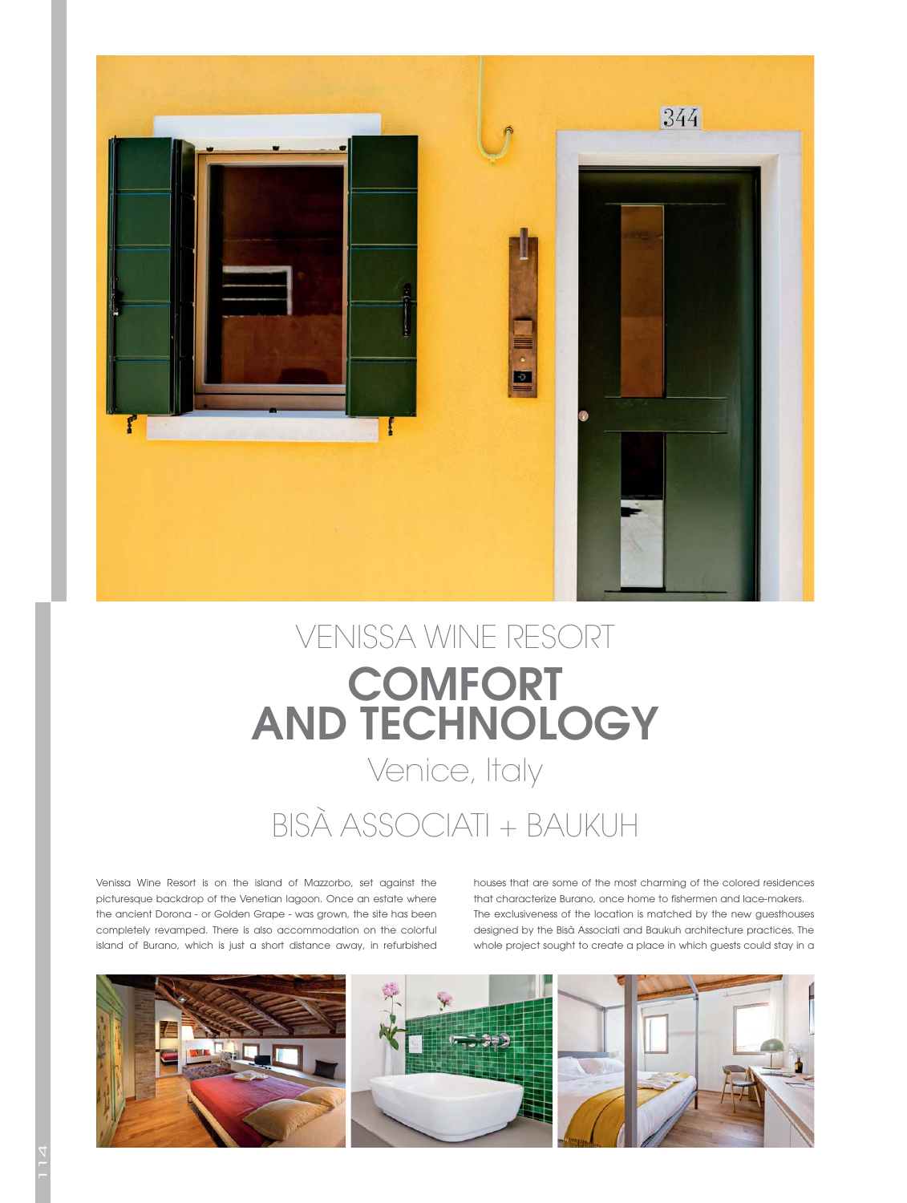# VENISSA WINE RESORT

# COMFORT AND TECHNOLOGY

## Venice, Italy

## BISÀ ASSOCIATI + BAUKUH

Venissa Wine Resort is on the island of Mazzorbo, set against the picturesque backdrop of the Venetian lagoon. Once an estate where the ancient Dorona - or Golden Grape - was grown, the site has been completely revamped. There is also accommodation on the colorful island of Burano, which is just a short distance away, in refurbished houses that are some of the most charming of the colored residences that characterize Burano, once home to fishermen and lace-makers. The exclusiveness of the location is matched by the new guesthouses designed by the Bisà Associati and Baukuh architecture practices. The whole project sought to create a place in which guests could stay in a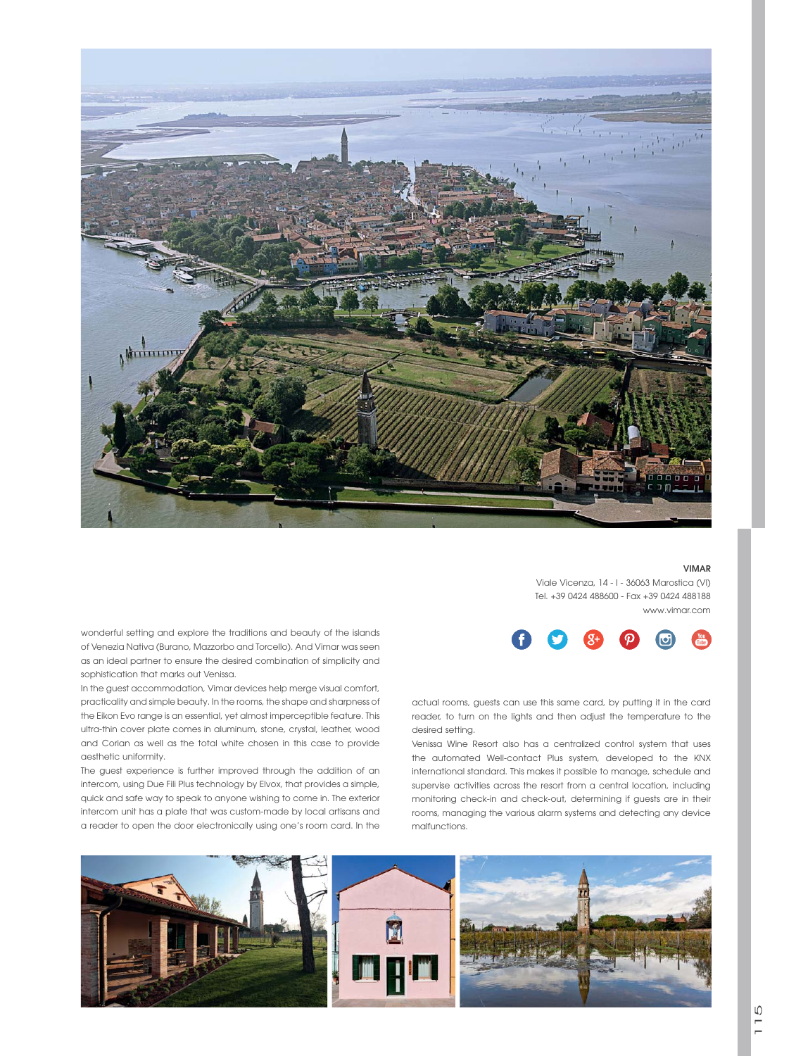**VIMAR**
Viale Vicenza, 14 - I - 36063 Marostica (VI)
Tel. +39 0424 488600 - Fax +39 0424 488188
www.vimar.com

wonderful setting and explore the traditions and beauty of the islands of Venezia Nativa (Burano, Mazzorbo and Torcello). And Vimar was seen as an ideal partner to ensure the desired combination of simplicity and sophistication that marks out Venissa.

In the guest accommodation, Vimar devices help merge visual comfort, practicality and simple beauty. In the rooms, the shape and sharpness of the Eikon Evo range is an essential, yet almost imperceptible feature. This ultra-thin cover plate comes in aluminum, stone, crystal, leather, wood and Corian as well as the total white chosen in this case to provide aesthetic uniformity.

The guest experience is further improved through the addition of an intercom, using Due Fili Plus technology by Elvox, that provides a simple, quick and safe way to speak to anyone wishing to come in. The exterior intercom unit has a plate that was custom-made by local artisans and a reader to open the door electronically using one's room card. In the actual rooms, guests can use this same card, by putting it in the card reader, to turn on the lights and then adjust the temperature to the desired setting.

Venissa Wine Resort also has a centralized control system that uses the automated Well-contact Plus system, developed to the KNX international standard. This makes it possible to manage, schedule and supervise activities across the resort from a central location, including monitoring check-in and check-out, determining if guests are in their rooms, managing the various alarm systems and detecting any device malfunctions.